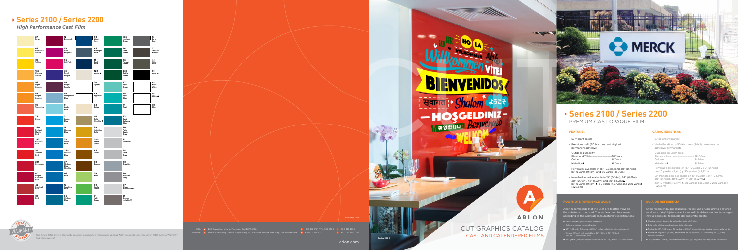# Series 2100 / Series 2200

*High Performance Cast Film*

| | | | | | |
|---|---|---|---|---|---|
| 27 Fawn | 12 Burgundy | 93 Light Navy | 106 Medium Green | | 52 Dark Gray |
| 67 Primrose Yellow | 58 Dark Magenta | 13 Midnight Blue | 24 Dark Green | | 22 Charcoal Metallic |
| 05 Yellow | 56 Hot Pink | 11 Dark Blue | 36 Forest Green | | 40 Matte Black |
| 165 Chrome Yellow | 76 Royal Purple | 120 Pearl ◆ | 230 Bottle Green | | 03 Black ▲ |
| 97 Light Orange | 89 Bright Purple | 26 Oyster | 57 Aqua Green | | 49 Matte White |
| 83 Bright Orange | 92 Wedgewood Blue | 84 Eggshell | 99 Aqua Blue | | 02 White ▲ |
| 96 Tangerine | 51 Arctic Blue | 68 Beige | 71 Teal | | 00 Clear |
| 72 Poppy | 31 Ocean Blue | 04 Gold Metallic ◆ | 53 Dark Bahama Blue | | |
| 220 Perfect Match Red | 18 Olympic Blue | 59 Imitation Gold | 70 Pale Oyster Gray | | |
| 222 Peacock Red | 32 Azure Blue | 280 Terra Cotta | 81 Titanium | | |
| 14 Tomato Red | 250 Intense Blue | 85 Cocoa | 28 Dove Gray | | |
| 221 Geranium | 37 Medium Blue Metallic | 08 Brown | 80 Graphite | | |
| 60 Bright Cardinal Red | 05 Blue | 79 Kiwi | 50 Medium Gray | | |
| 42 Cardinal Red | 17 Sapphire Blue | 69 Apple Green | 07 Silver Metallic ◆◆ | | |
| 01 Red | 66 Medium Blue | 61 Kelly Green | 21 Smoke Metallic ◆ | | |

TOTAL WARRANTY SYSTEM

The Arlon Total System Warranty provides a guarantee when using various Arlon products together. Arlon Total System Warranty has you covered!

USA 200 Boysenberry Lane, Placentia, CA 92870, USA 800 232 7161 / 714 985 6300 F 800 329 3786

EUROPE North Sea Building, Gevers Deynootweg 93, 4th Floor, 2586BK Den Haag, The Netherlands +31 (0) 70 354 4311 F +31 (0) 70 365 7127

arlon.com

February 2019

ARLON

CUT GRAPHICS CATALOG

CAST AND CALENDERED FILMS

Series 5000

Series 2100

# Series 2100 / Series 2200

PREMIUM CAST OPAQUE FILM

## FEATURES

- 67 vibrant colors
- Premium 2-Mil (50 Micron) cast vinyl with permanent adhesive
- Outdoor Durability:
  Black and White........................10 Years
  Colors........................................8 Years
  Metallics◆..................................6 Years
- Perforated available in 15" (0,38m) and 30" (0,76m) by 10 yards (9,14m) and 50 yards (45,72m)
- Non-Perforated available in 15" (0,38m), 24" (0,61m), 30" (0,76m), 48" (1,22m) and 60" (1,52m)▲ by 10 yards (9,14m)◆, 50 yards (45,72m) and 250 yards❖ (228,6m)

## CARACTERÍSTICAS

- 67 colores vibrantes
- Vinilo Fundido de 50 Micrones (2-Mil) premium con adhesivo permanente
- Duración en Exteriores:
  Blanco y Negro........................10 Años
  Colores......................................8 Años
  Metalicos◆................................6 Años
- Perforado disponible en 15" (0,38m) y 30" (0,76m) por 10 yardas (9,14m) y 50 yardas (45,72m)
- Sin Perforación disponible en 15" (0,38m), 24" (0,61m), 30" (0,76m), 48" (1,22m) y 60" (1,52m)▲ por 10 yardas (9,14m)◆, 50 yardas (45,72m) y 250 yardas❖ (228,6m)

## FOOTNOTE REFERENCE GUIDE

Arlon recommends that the user pre-test the vinyl on the substrate to be used. The surface must be cleaned according to the substrate manufacturer's specifications.

- ◆ Select colors 5-year outdoor durability
- ◆ Color uses silver tinted adhesive
- ▲ 60" (1,52m) by 50 yards (45,72m) rolls available in select colors only
- ◆ 10 yard (9,14m) rolls available in 24" (0,61m), 30" (0,76m) and 48" (1,22m) width only
- ❖ 250 yards (228,6m) only available in 48" (1,22m) and 60" (1,52m) widths

## GUÍA DE REFERENCIA

Arlon recomienda que el usuario realice una prueba previa del vinilo en el substrato/objeto a usar. La superficie deberá ser limpiada según instrucciones del fabricante del substrato objeto.

- ◆ Ciertos colores tienen durabilidad exterior de 5 años
- ◆ Este color utiliza un adhesivo de tinte plateado
- ▲ Rollos de 60" (1,52m) por 50 yardas (45,72m) disponibles en ciertos colores solamente
- ◆ Rollos de 10 yardas (9,14m) disponibles en 24" (0,61m), 30" (0,76m) y 48" (1,22m) ancho solamente
- ❖ 250 yardas (228,6m) solo disponible en 48" (1,22m) y 60" (1,52m) ancho solamente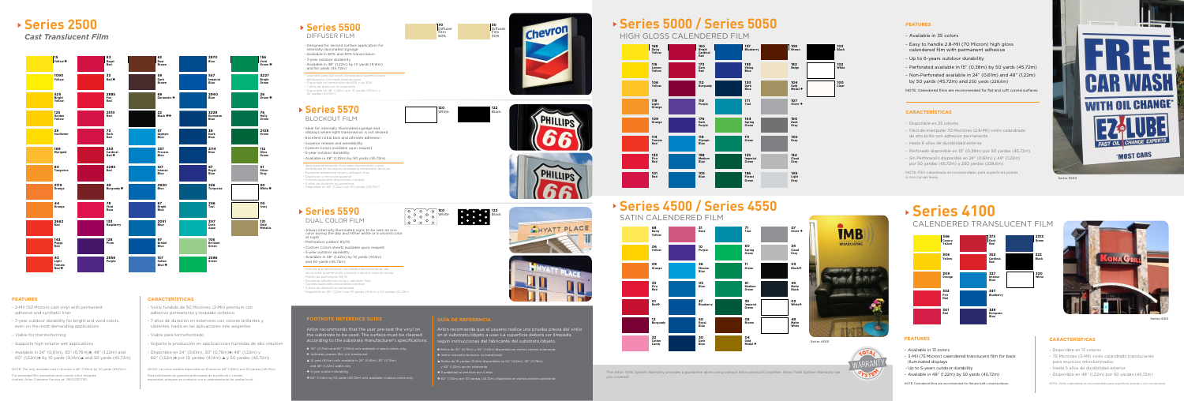# Series 2500

*Cast Translucent Film*

15 Yellow ◆
1090 Yellow
525 Bright Yellow
125 Golden Yellow
25 Sunflower
169 Marigold
84 Tangerine
2119 Orange
44 Orange
2662 Red
142 Poppy Red
43 Light Tomato Red ◆
83 Regal Red
32 Red ◆
2885 Fire Red
2510 Red
73 Dark Red
253 Cardinal Red ◆
2283 Red
49 Burgundy ◆
78 Vivid Rose
123 Raspberry
128 Plum
2856 Purple
63 Rust Brown
59 Dark Brown
69 Duranodic ◆
22 Black ◆◆
57 Olympic Blue
237 Process Blue
127 Intense Blue
2930 Blue
67 Bright Blue
2051 Blue
97 Bristol Blue
157 Cobalt Blue ◆
2870 Blue
157 Imperial Blue
2940 Blue
3203 European Blue
36 Dark Blue
2114 Blue
87 Royal Blue
236 Turquoise
246 Teal
207 Dark Green
106 Brilliant Green
2588 Green
156 Vivid Green ◆
3227 Bright Green
26 Green ◆
76 Holly Green
2108 Green
112 Olive Green
51 Silver Gray
20 White ◆
05 Ivory
131 Gold Metallic

### FEATURES

- 2-Mil (50 Micron) cast vinyl with permanent adhesive and synthetic liner
- 7-year outdoor durability for bright and vivid colors, even on the most demanding applications
- Viable for thermoforming
- Supports high volume wet applications
- Available in 24" (0,61m), 30" (0,76m)◆, 48" (1,22m) and 60" (1,52m)◆ by 10 yards (9,14m)▲ and 50 yards (45,72m)

NOTE: The only available size in Europe is 48" (1,22m) by 50 yards (45,72m).

For extended film warranties and custom color requests contact Arlon Customer Service at 1-800-232-7161.

### CARACTERÍSTICAS

- Vinilo fundido de 50 Micrones (2-Mil) premium con adhesivo permanente y respaldo sintético
- 7 años de duración en exteriores con colores brillantes y vibrantes, hasta en las aplicaciones más exigentes
- Viable para termoformado
- Soporta la producción en aplicaciones húmedas de alto volumen
- Disponible en 24" (0,61m), 30" (0,76m)◆, 48" (1,22m) y 60" (1,52m)◆ por 10 yardas (9,14m) ▲ y 50 yardas (45,72m)

AVISO: La única medida disponible en Europa es 48" (1,22m) por 50 yardas (45,72m).

Para extensiones de garantía prolongada de la película o colores especiales, póngase en contacto con su representante de ventas local.

# Series 5500

DIFFUSER FILM

70 Diffuser Film 60%
30 Diffuser Film 30%

- Designed for second surface application for internally illuminated signage
- Available in 60% and 30% transmission
- 7-year outdoor durability
- Available in 48" (1,22m) by 10 yards (9,14m) and 50 yards (45,72m)

- Diseñado para aplicación de segunda superficie para señalización iluminada internamente
- Disponible en transmisión de 60% y de 30%
- 7 años de duración en exteriores
- Disponible en 48" (1,22m) por 10 yardas (9,14m) y 50 yardas (45,72m)

# Series 5570

BLOCKOUT FILM

120 White
122 Black

- Ideal for internally illuminated signage and displays where light transmission is not desired
- Excellent initial tack and ultimate adhesion
- Superior release and weedability
- Custom Colors available upon request
- 5-year outdoor durability
- Available in 48" (1,22m) by 50 yards (45,72m)

- Ideal para señalización iluminada internamente y para exhibidores en los que no se desea la transmisión de la luz
- Excelente adherencia inicial y adhesión final
- Desprendimiento y depilado superiores
- Colores especiales disponibles a pedido
- 5 años de duración en exteriores
- Disponible en 48" (1,22m) por 50 yardas (45,72m)

# Series 5590

DUAL COLOR FILM

120 White
122 Black

- Allows internally illuminated signs to be seen as one color during the day and either white or a second color at night
- Perforation pattern 65/15
- Custom Colors sheets available upon request
- 5-year outdoor durability
- Available in 48" (1,22m) by 10 yards (9,14m) and 50 yards (45,72m)

- Permite que señalización iluminada internamente se vea de un color durante el día y blanco o de otro color de noche
- Patrón de perforación 65/15
- Colores especiales disponibles a pedido
- 5 años de duración en exteriores
- Disponible en 48" (1,22m) por 10 yardas (9,14m) y 50 yardas (45,72m)

### FOOTNOTE REFERENCE GUIDE

Arlon recommends that the user pre-test the vinyl on the substrate to be used. The surface must be cleaned according to the substrate manufacturer's specifications.

◆ 30" (0,76m) and 60" (1,52m) rolls available in select colors only
◆ Indicates opaque film, not translucent
▲ 10 yard (9,14m) rolls available in 24" (0,61m), 30" (0,76m) and 48" (1,22m) width only
◆ 4-year outdoor durability
◆ 60" (1,52m) by 50 yards (45,72m) rolls available in select colors only

### GUÍA DE REFERENCIA

Arlon recomienda que el usuario realice una prueba previa del vinilo en el substrato/objeto a usar. La superficie deberá ser limpiada según instrucciones del fabricante del substrato/objeto.

◆ Rollos de 30" (0,76m) y 60" (1,52m) disponibles en ciertos colores solamente
◆ Indica una película opaca, no translúcida
▲ Rollos de 10 yardas (9,14m) disponibles en 24" (0,61m), 30" (0,76m) y 48" (1,22m) ancho solamente
◆ Durabilidad al exterior por 4 años
◆ 60" (1,52m) por 50 yardas (45,72m) disponible en ciertos colores solamente

# Series 5000 / Series 5050

HIGH GLOSS CALENDERED FILM

168 Daisy Yellow
116 Lemon Yellow
106 Yellow
119 Light Orange
109 Orange
114 Tomato Red
133 Fire Red
101 Red
160 Bright Cardinal Red
173 Dark Red
112 Burgundy
110 Purple
176 Dark Purple
118 Olympic Blue
169 Medium Blue
105 Blue
127 Blueberry
183 Viking Blue
130 Dark Blue
171 Teal
164 Spring Green
111 Green
135 Imperial Green
186 Forest Green
108 Brown
182 Beige
104 Gold Metal ◆
107 Silver ◆
150 Dark Gray
140 Gray
134 Cloud Gray
149 Light Gray
103 Black
102 White
100 Clear

### FEATURES

- Available in 35 colors
- Easy to handle 2.8-Mil (70 Micron) high gloss calendered film with permanent adhesive
- Up to 6-years outdoor durability
- Perforated available in 15" (0,38m) by 50 yards (45,72m)
- Non-Perforated available in 24" (0,61m) and 48" (1,22m) by 50 yards (45,72m) and 250 yards (228,6m)

NOTE: Calendered films are recommended for flat and soft curved surfaces.

### CARACTERÍSTICAS

- Disponible en 35 colores
- Fácil de manipular 70 Micrones (2.8-Mil) vinilo calendrado de alto brillo con adhesivo permanente
- Hasta 6 años de durabilidad exterior
- Perforado disponible en 15" (0,38m) por 50 yardas (45,72m)
- Sin Perforación disponible en 24" (0,61m) y 48" (1,22m) por 50 yardas (45,72m) y 250 yardas (228,6m)

NOTA: Film calendrado es recomendado para superficies planas o con curvas leves.

Series 5000

# Series 4500 / Series 4550

SATIN CALENDERED FILM

68 Daisy Yellow
06 Yellow
09 Orange
23 Fire Red
01 Red◆
12 Burgundy
32 Cotton Candy
31 Rose
10 Purple
36 Mission Blue
05 Blue
37 Blueberry
50 Royal Blue
30 Dark Blue
71 Teal
60 Spring Green
11 Green
61 Medium Green
35 Imperial Green
08 Brown
04 Gold Metal ◆
07 Silver ◆
34 Cloud Gray
03 Black◆
40 Matte Black
02 White◆
49 Matte White

Series 4500

The Arlon Total System Warranty provides a guarantee when using various Arlon products together. Arlon Total System Warranty has you covered.

# Series 4100

CALENDERED TRANSLUCENT FILM

346 Canary Yellow
306 Yellow
309 Orange
332 Fire Red
301 Red
373 Dark Red
352 Cardinal Red
327 Intense Blue
337 Blueberry
329 European Blue
2313 Green
322 Black
320 White

### FEATURES

- Available in 13 colors
- 3-Mil (75 Micron) calendered translucent film for back illuminated displays
- Up to 5-years outdoor durability
- Available in 48" (1,22m) by 50 yards (45,72m)

NOTE: Calendered films are recommended for flat and soft curved surfaces.

### CARACTERÍSTICAS

- Disponible en 13 colores
- 75 Micrones (3-Mil) vinilo calendrado translúcente para anuncios retroiluminados
- Hasta 5 años de durabilidad exterior
- Disponible en 48" (1,22m) por 50 yardas (45,72m)

NOTA: Vinilo calendrado es recomendado para superficies planas o con curvas leves.

Series 4100